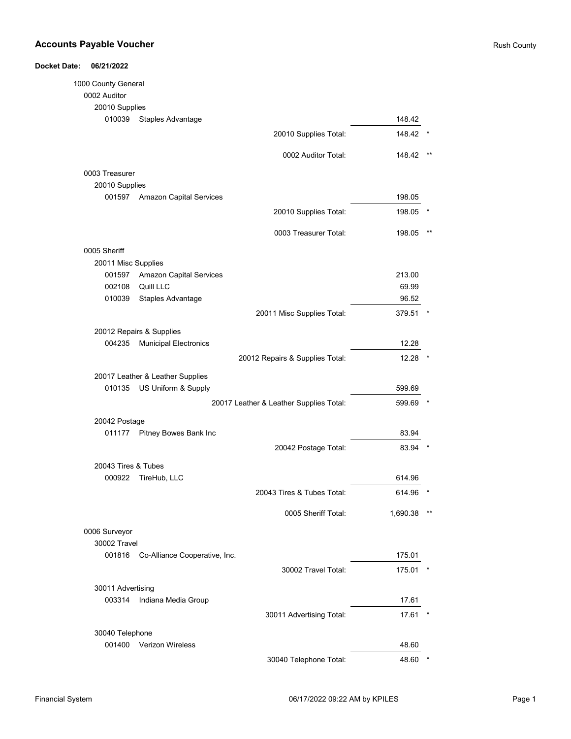## Accounts Payable Voucher

Rush County

**Docket Date: 06/21/2022**

1000 County General

0002 Auditor

20010 Supplies

| Code | Vendor / Description | Amount | |
|---|---|---|---|
| 010039 | Staples Advantage | 148.42 | |
| | 20010 Supplies Total: | 148.42 | * |
| | 0002 Auditor Total: | 148.42 | ** |

0003 Treasurer

20010 Supplies

| Code | Vendor / Description | Amount | |
|---|---|---|---|
| 001597 | Amazon Capital Services | 198.05 | |
| | 20010 Supplies Total: | 198.05 | * |
| | 0003 Treasurer Total: | 198.05 | ** |

0005 Sheriff

20011 Misc Supplies

| Code | Vendor / Description | Amount | |
|---|---|---|---|
| 001597 | Amazon Capital Services | 213.00 | |
| 002108 | Quill LLC | 69.99 | |
| 010039 | Staples Advantage | 96.52 | |
| | 20011 Misc Supplies Total: | 379.51 | * |

20012 Repairs & Supplies

| Code | Vendor / Description | Amount | |
|---|---|---|---|
| 004235 | Municipal Electronics | 12.28 | |
| | 20012 Repairs & Supplies Total: | 12.28 | * |

20017 Leather & Leather Supplies

| Code | Vendor / Description | Amount | |
|---|---|---|---|
| 010135 | US Uniform & Supply | 599.69 | |
| | 20017 Leather & Leather Supplies Total: | 599.69 | * |

20042 Postage

| Code | Vendor / Description | Amount | |
|---|---|---|---|
| 011177 | Pitney Bowes Bank Inc | 83.94 | |
| | 20042 Postage Total: | 83.94 | * |

20043 Tires & Tubes

| Code | Vendor / Description | Amount | |
|---|---|---|---|
| 000922 | TireHub, LLC | 614.96 | |
| | 20043 Tires & Tubes Total: | 614.96 | * |
| | 0005 Sheriff Total: | 1,690.38 | ** |

0006 Surveyor

30002 Travel

| Code | Vendor / Description | Amount | |
|---|---|---|---|
| 001816 | Co-Alliance Cooperative, Inc. | 175.01 | |
| | 30002 Travel Total: | 175.01 | * |

30011 Advertising

| Code | Vendor / Description | Amount | |
|---|---|---|---|
| 003314 | Indiana Media Group | 17.61 | |
| | 30011 Advertising Total: | 17.61 | * |

30040 Telephone

| Code | Vendor / Description | Amount | |
|---|---|---|---|
| 001400 | Verizon Wireless | 48.60 | |
| | 30040 Telephone Total: | 48.60 | * |

Financial System 06/17/2022 09:22 AM by KPILES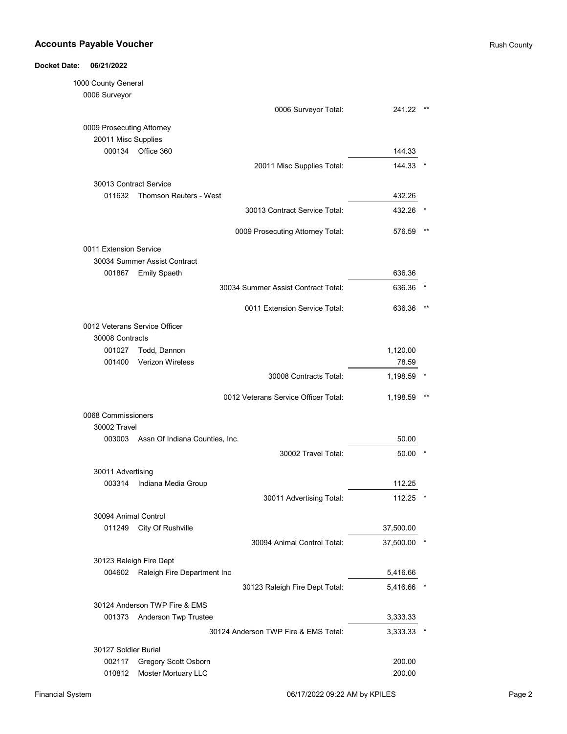## Accounts Payable Voucher

Rush County

**Docket Date: 06/21/2022**

| Account / Vendor | Amount | |
|---|---|---|
| 1000 County General | | |
| 0006 Surveyor | | |
| 0006 Surveyor Total: | 241.22 | ** |
| 0009 Prosecuting Attorney | | |
| 20011 Misc Supplies | | |
| 000134 Office 360 | 144.33 | |
| 20011 Misc Supplies Total: | 144.33 | * |
| 30013 Contract Service | | |
| 011632 Thomson Reuters - West | 432.26 | |
| 30013 Contract Service Total: | 432.26 | * |
| 0009 Prosecuting Attorney Total: | 576.59 | ** |
| 0011 Extension Service | | |
| 30034 Summer Assist Contract | | |
| 001867 Emily Spaeth | 636.36 | |
| 30034 Summer Assist Contract Total: | 636.36 | * |
| 0011 Extension Service Total: | 636.36 | ** |
| 0012 Veterans Service Officer | | |
| 30008 Contracts | | |
| 001027 Todd, Dannon | 1,120.00 | |
| 001400 Verizon Wireless | 78.59 | |
| 30008 Contracts Total: | 1,198.59 | * |
| 0012 Veterans Service Officer Total: | 1,198.59 | ** |
| 0068 Commissioners | | |
| 30002 Travel | | |
| 003003 Assn Of Indiana Counties, Inc. | 50.00 | |
| 30002 Travel Total: | 50.00 | * |
| 30011 Advertising | | |
| 003314 Indiana Media Group | 112.25 | |
| 30011 Advertising Total: | 112.25 | * |
| 30094 Animal Control | | |
| 011249 City Of Rushville | 37,500.00 | |
| 30094 Animal Control Total: | 37,500.00 | * |
| 30123 Raleigh Fire Dept | | |
| 004602 Raleigh Fire Department Inc | 5,416.66 | |
| 30123 Raleigh Fire Dept Total: | 5,416.66 | * |
| 30124 Anderson TWP Fire & EMS | | |
| 001373 Anderson Twp Trustee | 3,333.33 | |
| 30124 Anderson TWP Fire & EMS Total: | 3,333.33 | * |
| 30127 Soldier Burial | | |
| 002117 Gregory Scott Osborn | 200.00 | |
| 010812 Moster Mortuary LLC | 200.00 | |

Financial System 06/17/2022 09:22 AM by KPILES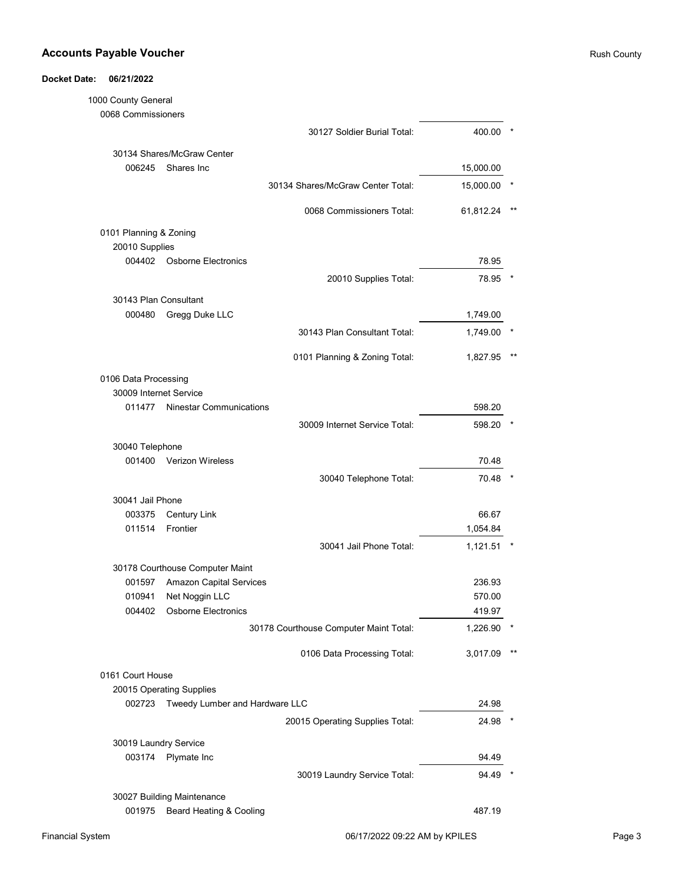## Accounts Payable Voucher

Rush County

**Docket Date: 06/21/2022**

1000 County General

0068 Commissioners

| | | | Amount | |
|---|---|---|---|---|
| | | 30127 Soldier Burial Total: | 400.00 | * |
| 30134 Shares/McGraw Center | | | | |
| 006245 | Shares Inc | | 15,000.00 | |
| | | 30134 Shares/McGraw Center Total: | 15,000.00 | * |
| | | 0068 Commissioners Total: | 61,812.24 | ** |

0101 Planning & Zoning

| | | | Amount | |
|---|---|---|---|---|
| 20010 Supplies | | | | |
| 004402 | Osborne Electronics | | 78.95 | |
| | | 20010 Supplies Total: | 78.95 | * |
| 30143 Plan Consultant | | | | |
| 000480 | Gregg Duke LLC | | 1,749.00 | |
| | | 30143 Plan Consultant Total: | 1,749.00 | * |
| | | 0101 Planning & Zoning Total: | 1,827.95 | ** |

0106 Data Processing

| | | | Amount | |
|---|---|---|---|---|
| 30009 Internet Service | | | | |
| 011477 | Ninestar Communications | | 598.20 | |
| | | 30009 Internet Service Total: | 598.20 | * |
| 30040 Telephone | | | | |
| 001400 | Verizon Wireless | | 70.48 | |
| | | 30040 Telephone Total: | 70.48 | * |
| 30041 Jail Phone | | | | |
| 003375 | Century Link | | 66.67 | |
| 011514 | Frontier | | 1,054.84 | |
| | | 30041 Jail Phone Total: | 1,121.51 | * |
| 30178 Courthouse Computer Maint | | | | |
| 001597 | Amazon Capital Services | | 236.93 | |
| 010941 | Net Noggin LLC | | 570.00 | |
| 004402 | Osborne Electronics | | 419.97 | |
| | | 30178 Courthouse Computer Maint Total: | 1,226.90 | * |
| | | 0106 Data Processing Total: | 3,017.09 | ** |

0161 Court House

| | | | Amount | |
|---|---|---|---|---|
| 20015 Operating Supplies | | | | |
| 002723 | Tweedy Lumber and Hardware LLC | | 24.98 | |
| | | 20015 Operating Supplies Total: | 24.98 | * |
| 30019 Laundry Service | | | | |
| 003174 | Plymate Inc | | 94.49 | |
| | | 30019 Laundry Service Total: | 94.49 | * |
| 30027 Building Maintenance | | | | |
| 001975 | Beard Heating & Cooling | | 487.19 | |

Financial System 06/17/2022 09:22 AM by KPILES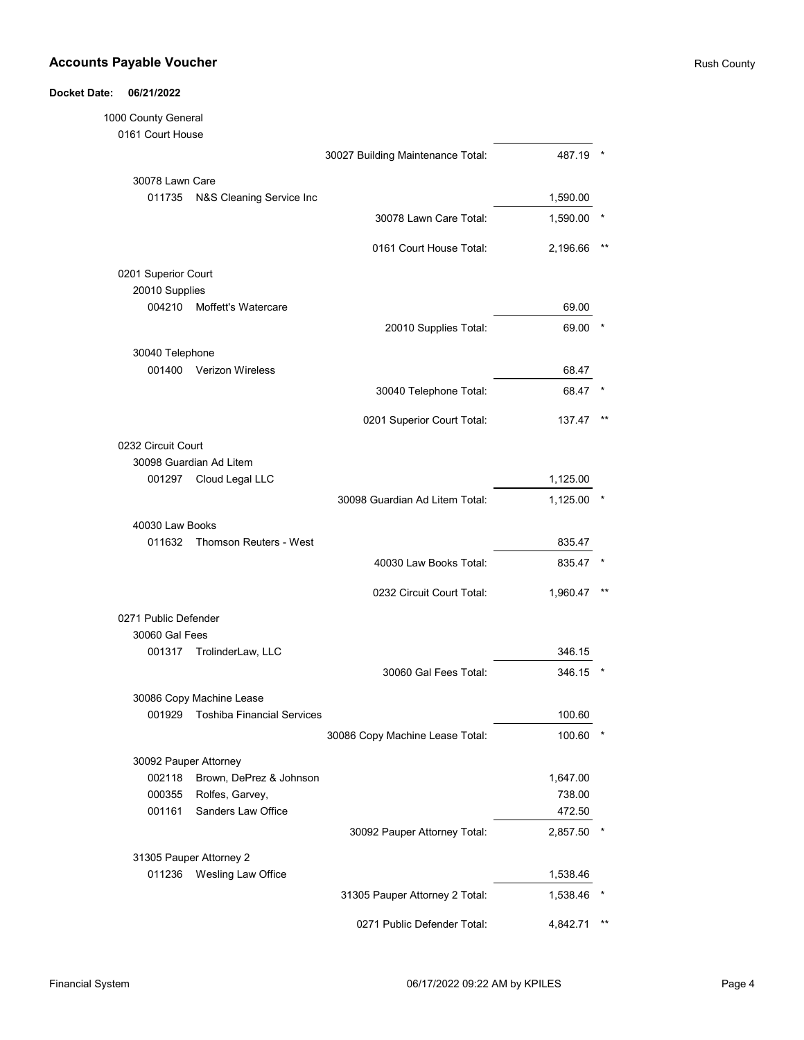## Accounts Payable Voucher

Rush County

**Docket Date: 06/21/2022**

| Fund / Department / Account / Vendor | | Amount | |
|---|---|---|---|
| 1000 County General | | | |
| 0161 Court House | | | |
| | 30027 Building Maintenance Total: | 487.19 | * |
| 30078 Lawn Care | | | |
| 011735 N&S Cleaning Service Inc | | 1,590.00 | |
| | 30078 Lawn Care Total: | 1,590.00 | * |
| | 0161 Court House Total: | 2,196.66 | ** |
| 0201 Superior Court | | | |
| 20010 Supplies | | | |
| 004210 Moffett's Watercare | | 69.00 | |
| | 20010 Supplies Total: | 69.00 | * |
| 30040 Telephone | | | |
| 001400 Verizon Wireless | | 68.47 | |
| | 30040 Telephone Total: | 68.47 | * |
| | 0201 Superior Court Total: | 137.47 | ** |
| 0232 Circuit Court | | | |
| 30098 Guardian Ad Litem | | | |
| 001297 Cloud Legal LLC | | 1,125.00 | |
| | 30098 Guardian Ad Litem Total: | 1,125.00 | * |
| 40030 Law Books | | | |
| 011632 Thomson Reuters - West | | 835.47 | |
| | 40030 Law Books Total: | 835.47 | * |
| | 0232 Circuit Court Total: | 1,960.47 | ** |
| 0271 Public Defender | | | |
| 30060 Gal Fees | | | |
| 001317 TrolinderLaw, LLC | | 346.15 | |
| | 30060 Gal Fees Total: | 346.15 | * |
| 30086 Copy Machine Lease | | | |
| 001929 Toshiba Financial Services | | 100.60 | |
| | 30086 Copy Machine Lease Total: | 100.60 | * |
| 30092 Pauper Attorney | | | |
| 002118 Brown, DePrez & Johnson | | 1,647.00 | |
| 000355 Rolfes, Garvey, | | 738.00 | |
| 001161 Sanders Law Office | | 472.50 | |
| | 30092 Pauper Attorney Total: | 2,857.50 | * |
| 31305 Pauper Attorney 2 | | | |
| 011236 Wesling Law Office | | 1,538.46 | |
| | 31305 Pauper Attorney 2 Total: | 1,538.46 | * |
| | 0271 Public Defender Total: | 4,842.71 | ** |

Financial System 06/17/2022 09:22 AM by KPILES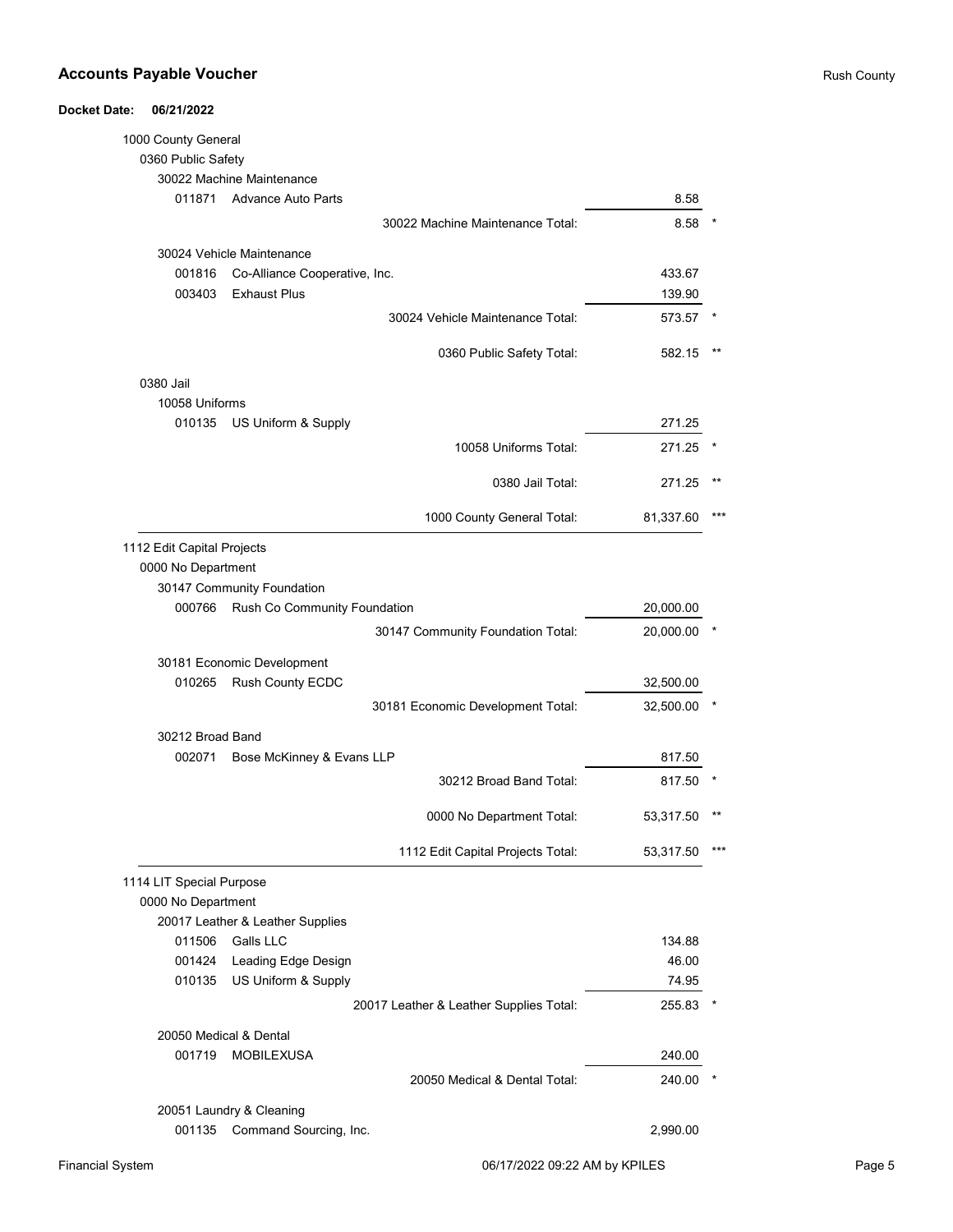## Accounts Payable Voucher

Rush County

**Docket Date: 06/21/2022**

| Account / Vendor | | Amount | |
|---|---|---|---|
| 1000 County General | | | |
| 0360 Public Safety | | | |
| 30022 Machine Maintenance | | | |
| 011871 | Advance Auto Parts | 8.58 | |
| | 30022 Machine Maintenance Total: | 8.58 | * |
| 30024 Vehicle Maintenance | | | |
| 001816 | Co-Alliance Cooperative, Inc. | 433.67 | |
| 003403 | Exhaust Plus | 139.90 | |
| | 30024 Vehicle Maintenance Total: | 573.57 | * |
| | 0360 Public Safety Total: | 582.15 | ** |
| 0380 Jail | | | |
| 10058 Uniforms | | | |
| 010135 | US Uniform & Supply | 271.25 | |
| | 10058 Uniforms Total: | 271.25 | * |
| | 0380 Jail Total: | 271.25 | ** |
| | 1000 County General Total: | 81,337.60 | *** |
| 1112 Edit Capital Projects | | | |
| 0000 No Department | | | |
| 30147 Community Foundation | | | |
| 000766 | Rush Co Community Foundation | 20,000.00 | |
| | 30147 Community Foundation Total: | 20,000.00 | * |
| 30181 Economic Development | | | |
| 010265 | Rush County ECDC | 32,500.00 | |
| | 30181 Economic Development Total: | 32,500.00 | * |
| 30212 Broad Band | | | |
| 002071 | Bose McKinney & Evans LLP | 817.50 | |
| | 30212 Broad Band Total: | 817.50 | * |
| | 0000 No Department Total: | 53,317.50 | ** |
| | 1112 Edit Capital Projects Total: | 53,317.50 | *** |
| 1114 LIT Special Purpose | | | |
| 0000 No Department | | | |
| 20017 Leather & Leather Supplies | | | |
| 011506 | Galls LLC | 134.88 | |
| 001424 | Leading Edge Design | 46.00 | |
| 010135 | US Uniform & Supply | 74.95 | |
| | 20017 Leather & Leather Supplies Total: | 255.83 | * |
| 20050 Medical & Dental | | | |
| 001719 | MOBILEXUSA | 240.00 | |
| | 20050 Medical & Dental Total: | 240.00 | * |
| 20051 Laundry & Cleaning | | | |
| 001135 | Command Sourcing, Inc. | 2,990.00 | |

Financial System — 06/17/2022 09:22 AM by KPILES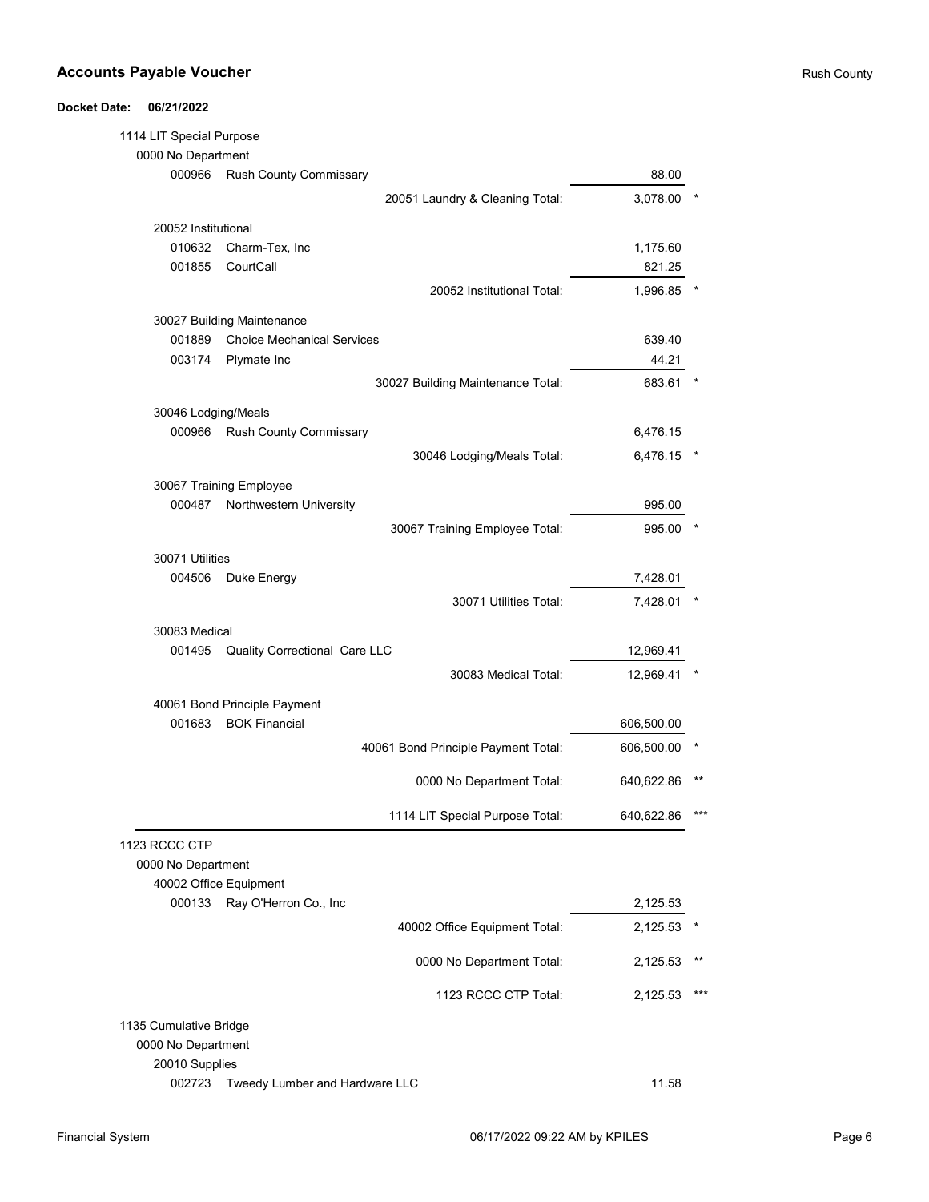## Accounts Payable Voucher

Rush County

**Docket Date: 06/21/2022**

1114 LIT Special Purpose

0000 No Department

| Code | Vendor | Amount | |
|---|---|---|---|
| 000966 | Rush County Commissary | 88.00 | |
| | 20051 Laundry & Cleaning Total: | 3,078.00 | * |
| **20052 Institutional** | | | |
| 010632 | Charm-Tex, Inc | 1,175.60 | |
| 001855 | CourtCall | 821.25 | |
| | 20052 Institutional Total: | 1,996.85 | * |
| **30027 Building Maintenance** | | | |
| 001889 | Choice Mechanical Services | 639.40 | |
| 003174 | Plymate Inc | 44.21 | |
| | 30027 Building Maintenance Total: | 683.61 | * |
| **30046 Lodging/Meals** | | | |
| 000966 | Rush County Commissary | 6,476.15 | |
| | 30046 Lodging/Meals Total: | 6,476.15 | * |
| **30067 Training Employee** | | | |
| 000487 | Northwestern University | 995.00 | |
| | 30067 Training Employee Total: | 995.00 | * |
| **30071 Utilities** | | | |
| 004506 | Duke Energy | 7,428.01 | |
| | 30071 Utilities Total: | 7,428.01 | * |
| **30083 Medical** | | | |
| 001495 | Quality Correctional Care LLC | 12,969.41 | |
| | 30083 Medical Total: | 12,969.41 | * |
| **40061 Bond Principle Payment** | | | |
| 001683 | BOK Financial | 606,500.00 | |
| | 40061 Bond Principle Payment Total: | 606,500.00 | * |
| | 0000 No Department Total: | 640,622.86 | ** |
| | 1114 LIT Special Purpose Total: | 640,622.86 | *** |

1123 RCCC CTP

0000 No Department

| Code | Vendor | Amount | |
|---|---|---|---|
| **40002 Office Equipment** | | | |
| 000133 | Ray O'Herron Co., Inc | 2,125.53 | |
| | 40002 Office Equipment Total: | 2,125.53 | * |
| | 0000 No Department Total: | 2,125.53 | ** |
| | 1123 RCCC CTP Total: | 2,125.53 | *** |

1135 Cumulative Bridge

0000 No Department

| Code | Vendor | Amount | |
|---|---|---|---|
| **20010 Supplies** | | | |
| 002723 | Tweedy Lumber and Hardware LLC | 11.58 | |

Financial System 06/17/2022 09:22 AM by KPILES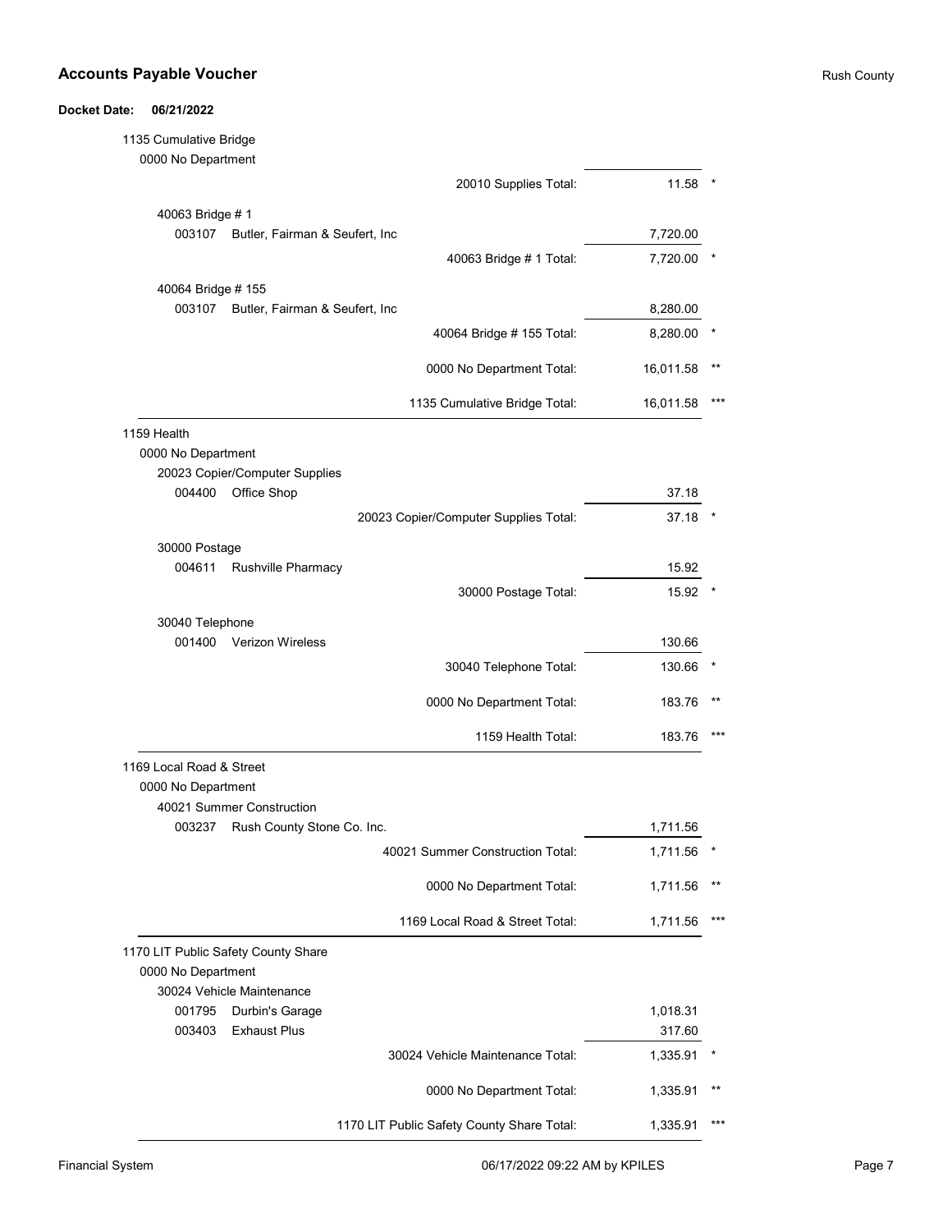## Accounts Payable Voucher

**Docket Date: 06/21/2022**

| Account / Vendor | | Amount | |
|---|---|---|---|
| **1135 Cumulative Bridge** | | | |
| 0000 No Department | | | |
| | 20010 Supplies Total: | 11.58 | * |
| 40063 Bridge # 1 | | | |
| 003107 Butler, Fairman & Seufert, Inc | | 7,720.00 | |
| | 40063 Bridge # 1 Total: | 7,720.00 | * |
| 40064 Bridge # 155 | | | |
| 003107 Butler, Fairman & Seufert, Inc | | 8,280.00 | |
| | 40064 Bridge # 155 Total: | 8,280.00 | * |
| | 0000 No Department Total: | 16,011.58 | ** |
| | 1135 Cumulative Bridge Total: | 16,011.58 | *** |
| **1159 Health** | | | |
| 0000 No Department | | | |
| 20023 Copier/Computer Supplies | | | |
| 004400 Office Shop | | 37.18 | |
| | 20023 Copier/Computer Supplies Total: | 37.18 | * |
| 30000 Postage | | | |
| 004611 Rushville Pharmacy | | 15.92 | |
| | 30000 Postage Total: | 15.92 | * |
| 30040 Telephone | | | |
| 001400 Verizon Wireless | | 130.66 | |
| | 30040 Telephone Total: | 130.66 | * |
| | 0000 No Department Total: | 183.76 | ** |
| | 1159 Health Total: | 183.76 | *** |
| **1169 Local Road & Street** | | | |
| 0000 No Department | | | |
| 40021 Summer Construction | | | |
| 003237 Rush County Stone Co. Inc. | | 1,711.56 | |
| | 40021 Summer Construction Total: | 1,711.56 | * |
| | 0000 No Department Total: | 1,711.56 | ** |
| | 1169 Local Road & Street Total: | 1,711.56 | *** |
| **1170 LIT Public Safety County Share** | | | |
| 0000 No Department | | | |
| 30024 Vehicle Maintenance | | | |
| 001795 Durbin's Garage | | 1,018.31 | |
| 003403 Exhaust Plus | | 317.60 | |
| | 30024 Vehicle Maintenance Total: | 1,335.91 | * |
| | 0000 No Department Total: | 1,335.91 | ** |
| | 1170 LIT Public Safety County Share Total: | 1,335.91 | *** |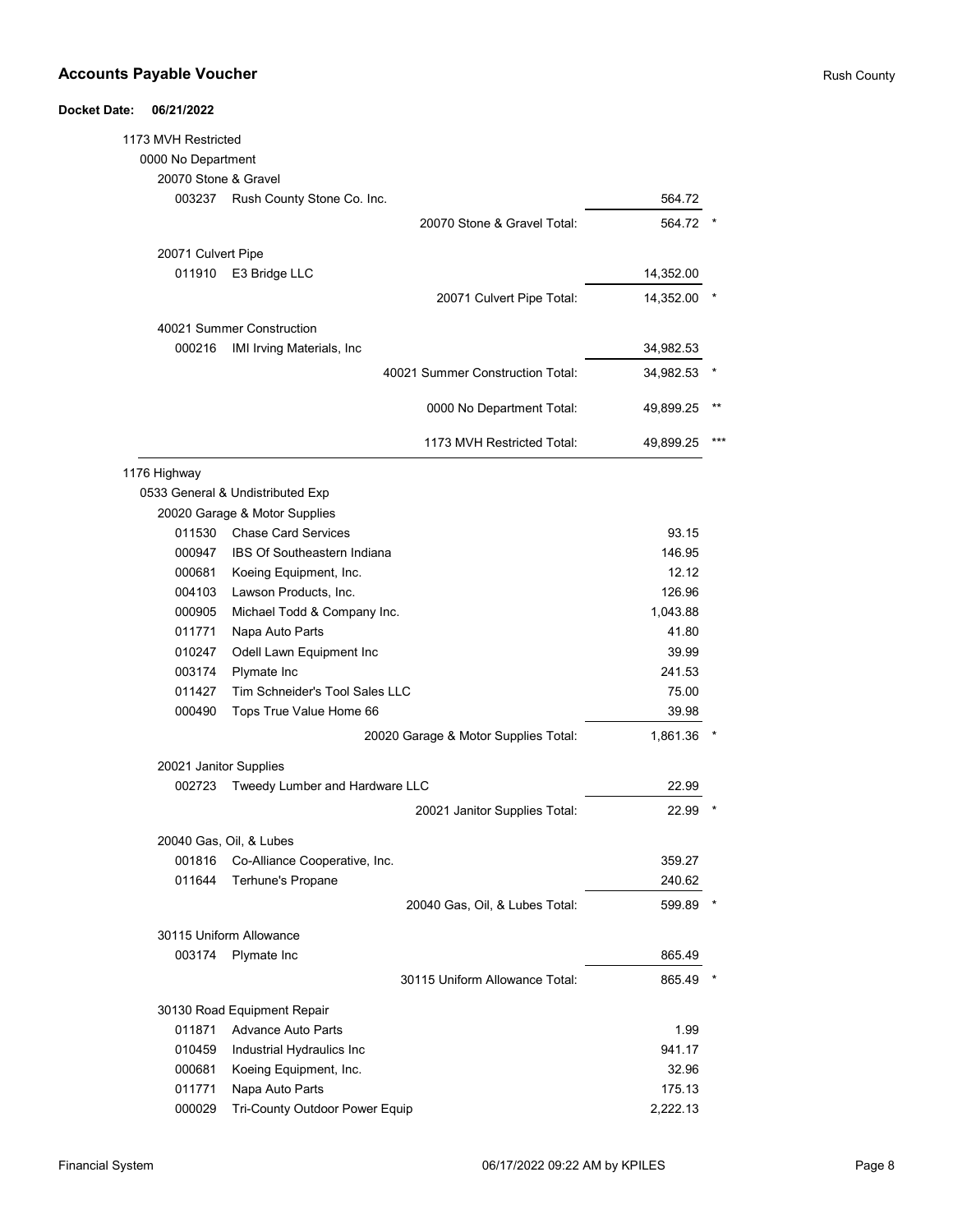# Accounts Payable Voucher

**Docket Date: 06/21/2022**

1173 MVH Restricted

0000 No Department

20070 Stone & Gravel

| Vendor | Name | Amount | |
|---|---|---|---|
| 003237 | Rush County Stone Co. Inc. | 564.72 | |
| | 20070 Stone & Gravel Total: | 564.72 | * |

20071 Culvert Pipe

| Vendor | Name | Amount | |
|---|---|---|---|
| 011910 | E3 Bridge LLC | 14,352.00 | |
| | 20071 Culvert Pipe Total: | 14,352.00 | * |

40021 Summer Construction

| Vendor | Name | Amount | |
|---|---|---|---|
| 000216 | IMI Irving Materials, Inc | 34,982.53 | |
| | 40021 Summer Construction Total: | 34,982.53 | * |
| | 0000 No Department Total: | 49,899.25 | ** |
| | 1173 MVH Restricted Total: | 49,899.25 | *** |

1176 Highway

0533 General & Undistributed Exp

20020 Garage & Motor Supplies

| Vendor | Name | Amount | |
|---|---|---|---|
| 011530 | Chase Card Services | 93.15 | |
| 000947 | IBS Of Southeastern Indiana | 146.95 | |
| 000681 | Koeing Equipment, Inc. | 12.12 | |
| 004103 | Lawson Products, Inc. | 126.96 | |
| 000905 | Michael Todd & Company Inc. | 1,043.88 | |
| 011771 | Napa Auto Parts | 41.80 | |
| 010247 | Odell Lawn Equipment Inc | 39.99 | |
| 003174 | Plymate Inc | 241.53 | |
| 011427 | Tim Schneider's Tool Sales LLC | 75.00 | |
| 000490 | Tops True Value Home 66 | 39.98 | |
| | 20020 Garage & Motor Supplies Total: | 1,861.36 | * |

20021 Janitor Supplies

| Vendor | Name | Amount | |
|---|---|---|---|
| 002723 | Tweedy Lumber and Hardware LLC | 22.99 | |
| | 20021 Janitor Supplies Total: | 22.99 | * |

20040 Gas, Oil, & Lubes

| Vendor | Name | Amount | |
|---|---|---|---|
| 001816 | Co-Alliance Cooperative, Inc. | 359.27 | |
| 011644 | Terhune's Propane | 240.62 | |
| | 20040 Gas, Oil, & Lubes Total: | 599.89 | * |

30115 Uniform Allowance

| Vendor | Name | Amount | |
|---|---|---|---|
| 003174 | Plymate Inc | 865.49 | |
| | 30115 Uniform Allowance Total: | 865.49 | * |

30130 Road Equipment Repair

| Vendor | Name | Amount |
|---|---|---|
| 011871 | Advance Auto Parts | 1.99 |
| 010459 | Industrial Hydraulics Inc | 941.17 |
| 000681 | Koeing Equipment, Inc. | 32.96 |
| 011771 | Napa Auto Parts | 175.13 |
| 000029 | Tri-County Outdoor Power Equip | 2,222.13 |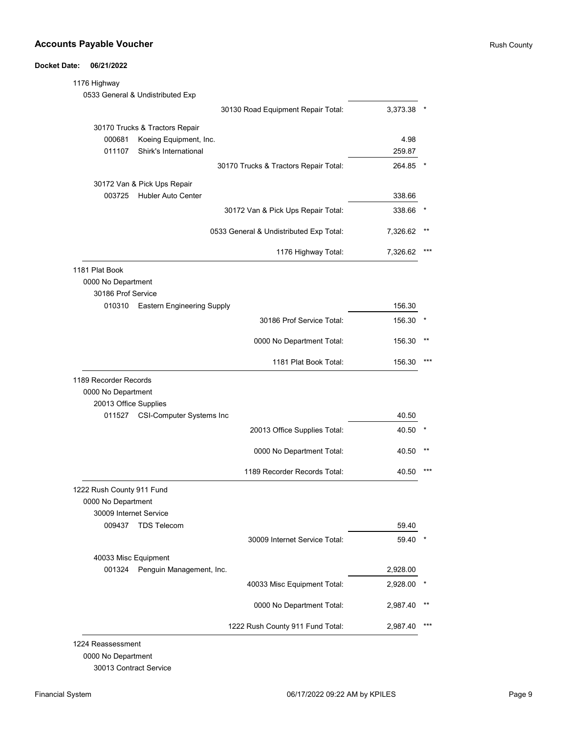## Accounts Payable Voucher

Rush County

**Docket Date: 06/21/2022**

1176 Highway

0533 General & Undistributed Exp

| | | Amount | |
|---|---|---|---|
| | 30130 Road Equipment Repair Total: | 3,373.38 | * |
| **30170 Trucks & Tractors Repair** | | | |
| 000681 | Koeing Equipment, Inc. | 4.98 | |
| 011107 | Shirk's International | 259.87 | |
| | 30170 Trucks & Tractors Repair Total: | 264.85 | * |
| **30172 Van & Pick Ups Repair** | | | |
| 003725 | Hubler Auto Center | 338.66 | |
| | 30172 Van & Pick Ups Repair Total: | 338.66 | * |
| | 0533 General & Undistributed Exp Total: | 7,326.62 | ** |
| | 1176 Highway Total: | 7,326.62 | *** |

1181 Plat Book

0000 No Department

| | | Amount | |
|---|---|---|---|
| **30186 Prof Service** | | | |
| 010310 | Eastern Engineering Supply | 156.30 | |
| | 30186 Prof Service Total: | 156.30 | * |
| | 0000 No Department Total: | 156.30 | ** |
| | 1181 Plat Book Total: | 156.30 | *** |

1189 Recorder Records

0000 No Department

| | | Amount | |
|---|---|---|---|
| **20013 Office Supplies** | | | |
| 011527 | CSI-Computer Systems Inc | 40.50 | |
| | 20013 Office Supplies Total: | 40.50 | * |
| | 0000 No Department Total: | 40.50 | ** |
| | 1189 Recorder Records Total: | 40.50 | *** |

1222 Rush County 911 Fund

0000 No Department

| | | Amount | |
|---|---|---|---|
| **30009 Internet Service** | | | |
| 009437 | TDS Telecom | 59.40 | |
| | 30009 Internet Service Total: | 59.40 | * |
| **40033 Misc Equipment** | | | |
| 001324 | Penguin Management, Inc. | 2,928.00 | |
| | 40033 Misc Equipment Total: | 2,928.00 | * |
| | 0000 No Department Total: | 2,987.40 | ** |
| | 1222 Rush County 911 Fund Total: | 2,987.40 | *** |

1224 Reassessment

0000 No Department

30013 Contract Service

Financial System 06/17/2022 09:22 AM by KPILES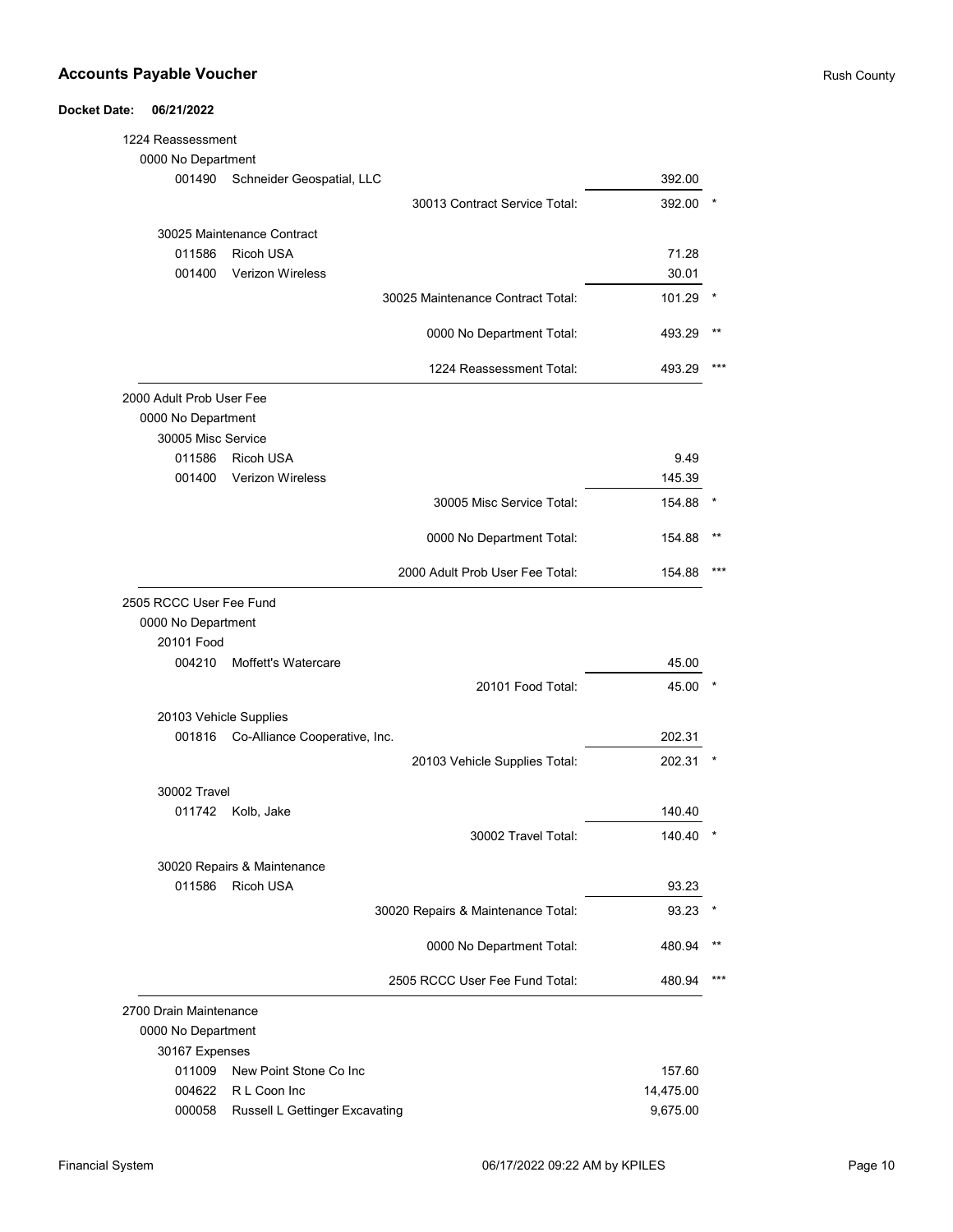## Accounts Payable Voucher

Rush County

**Docket Date: 06/21/2022**

| | | |
|---|---|---|
| **1224 Reassessment** | | |
| 0000 No Department | | |
| 001490 Schneider Geospatial, LLC | 392.00 | |
| 30013 Contract Service Total: | 392.00 | * |
| 30025 Maintenance Contract | | |
| 011586 Ricoh USA | 71.28 | |
| 001400 Verizon Wireless | 30.01 | |
| 30025 Maintenance Contract Total: | 101.29 | * |
| 0000 No Department Total: | 493.29 | ** |
| 1224 Reassessment Total: | 493.29 | *** |
| **2000 Adult Prob User Fee** | | |
| 0000 No Department | | |
| 30005 Misc Service | | |
| 011586 Ricoh USA | 9.49 | |
| 001400 Verizon Wireless | 145.39 | |
| 30005 Misc Service Total: | 154.88 | * |
| 0000 No Department Total: | 154.88 | ** |
| 2000 Adult Prob User Fee Total: | 154.88 | *** |
| **2505 RCCC User Fee Fund** | | |
| 0000 No Department | | |
| 20101 Food | | |
| 004210 Moffett's Watercare | 45.00 | |
| 20101 Food Total: | 45.00 | * |
| 20103 Vehicle Supplies | | |
| 001816 Co-Alliance Cooperative, Inc. | 202.31 | |
| 20103 Vehicle Supplies Total: | 202.31 | * |
| 30002 Travel | | |
| 011742 Kolb, Jake | 140.40 | |
| 30002 Travel Total: | 140.40 | * |
| 30020 Repairs & Maintenance | | |
| 011586 Ricoh USA | 93.23 | |
| 30020 Repairs & Maintenance Total: | 93.23 | * |
| 0000 No Department Total: | 480.94 | ** |
| 2505 RCCC User Fee Fund Total: | 480.94 | *** |
| **2700 Drain Maintenance** | | |
| 0000 No Department | | |
| 30167 Expenses | | |
| 011009 New Point Stone Co Inc | 157.60 | |
| 004622 R L Coon Inc | 14,475.00 | |
| 000058 Russell L Gettinger Excavating | 9,675.00 | |

Financial System — 06/17/2022 09:22 AM by KPILES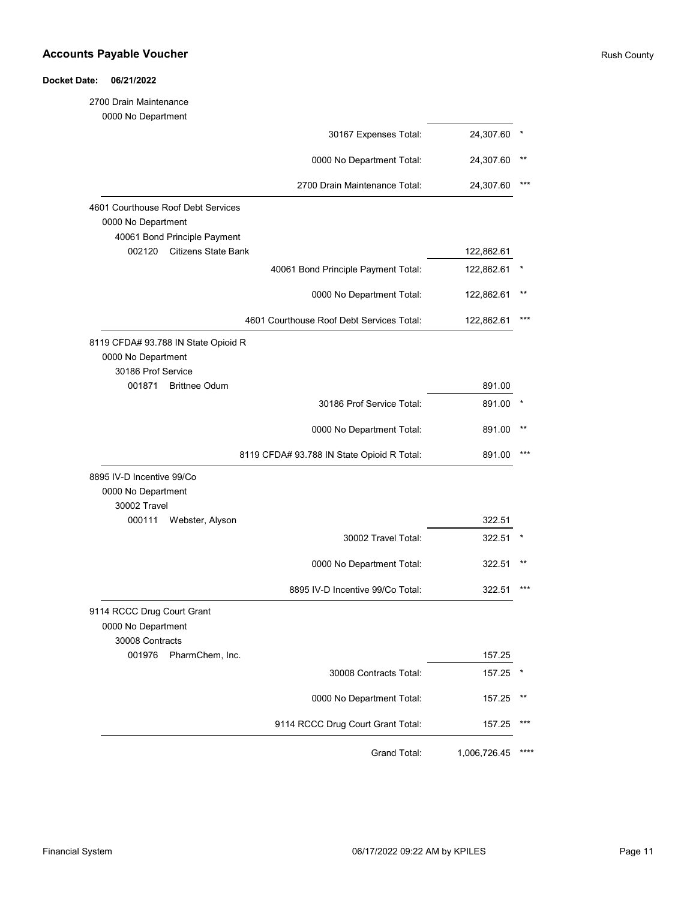## Accounts Payable Voucher

Rush County

**Docket Date: 06/21/2022**

| Account / Vendor | Amount | |
|---|---|---|
| 2700 Drain Maintenance | | |
| 0000 No Department | | |
| 30167 Expenses Total: | 24,307.60 | * |
| 0000 No Department Total: | 24,307.60 | ** |
| 2700 Drain Maintenance Total: | 24,307.60 | *** |
| 4601 Courthouse Roof Debt Services | | |
| 0000 No Department | | |
| 40061 Bond Principle Payment | | |
| 002120 Citizens State Bank | 122,862.61 | |
| 40061 Bond Principle Payment Total: | 122,862.61 | * |
| 0000 No Department Total: | 122,862.61 | ** |
| 4601 Courthouse Roof Debt Services Total: | 122,862.61 | *** |
| 8119 CFDA# 93.788 IN State Opioid R | | |
| 0000 No Department | | |
| 30186 Prof Service | | |
| 001871 Brittnee Odum | 891.00 | |
| 30186 Prof Service Total: | 891.00 | * |
| 0000 No Department Total: | 891.00 | ** |
| 8119 CFDA# 93.788 IN State Opioid R Total: | 891.00 | *** |
| 8895 IV-D Incentive 99/Co | | |
| 0000 No Department | | |
| 30002 Travel | | |
| 000111 Webster, Alyson | 322.51 | |
| 30002 Travel Total: | 322.51 | * |
| 0000 No Department Total: | 322.51 | ** |
| 8895 IV-D Incentive 99/Co Total: | 322.51 | *** |
| 9114 RCCC Drug Court Grant | | |
| 0000 No Department | | |
| 30008 Contracts | | |
| 001976 PharmChem, Inc. | 157.25 | |
| 30008 Contracts Total: | 157.25 | * |
| 0000 No Department Total: | 157.25 | ** |
| 9114 RCCC Drug Court Grant Total: | 157.25 | *** |
| Grand Total: | 1,006,726.45 | **** |

Financial System — 06/17/2022 09:22 AM by KPILES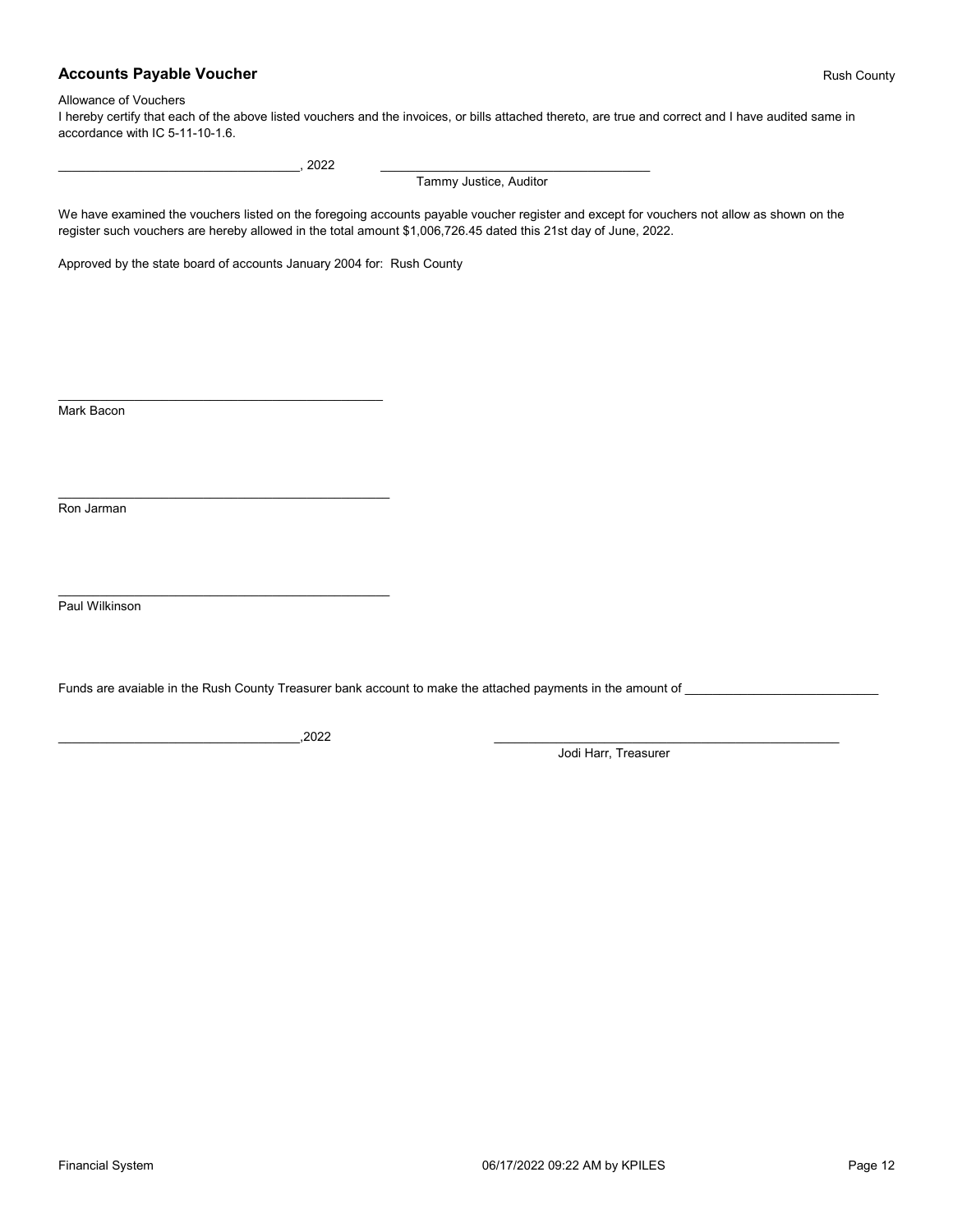## Accounts Payable Voucher

Rush County

Allowance of Vouchers

I hereby certify that each of the above listed vouchers and the invoices, or bills attached thereto, are true and correct and I have audited same in accordance with IC 5-11-10-1.6.

___________________________________, 2022 ______________________________________

Tammy Justice, Auditor

We have examined the vouchers listed on the foregoing accounts payable voucher register and except for vouchers not allow as shown on the register such vouchers are hereby allowed in the total amount $1,006,726.45 dated this 21st day of June, 2022.

Approved by the state board of accounts January 2004 for: Rush County

_______________________________________________

Mark Bacon

_______________________________________________

Ron Jarman

_______________________________________________

Paul Wilkinson

Funds are avaiable in the Rush County Treasurer bank account to make the attached payments in the amount of ___________________________

___________________________________,2022 _________________________________________________

Jodi Harr, Treasurer